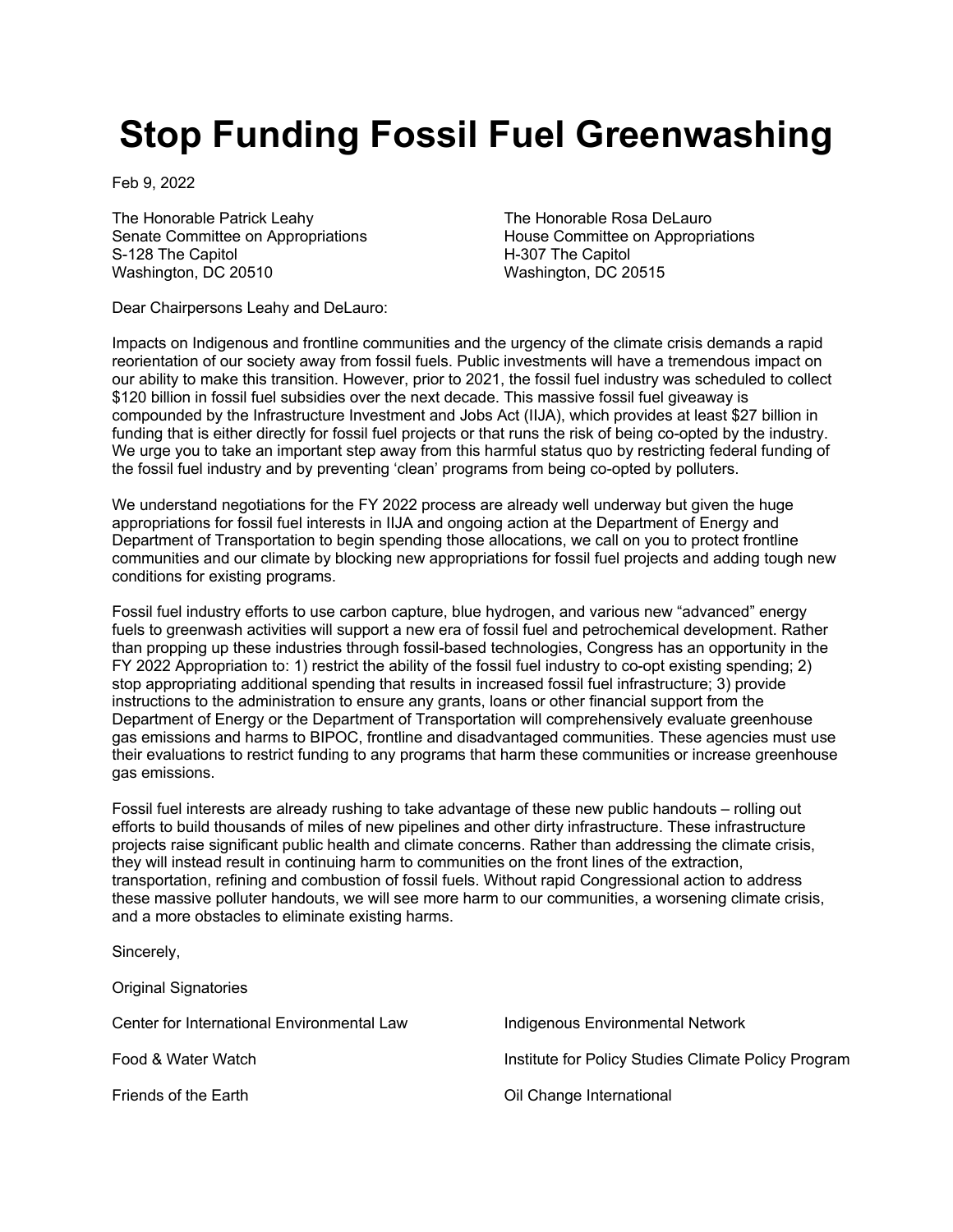# Stop Funding Fossil Fuel Greenwashing

Feb 9, 2022

The Honorable Patrick Leahy
Senate Committee on Appropriations
S-128 The Capitol
Washington, DC 20510

The Honorable Rosa DeLauro
House Committee on Appropriations
H-307 The Capitol
Washington, DC 20515

Dear Chairpersons Leahy and DeLauro:

Impacts on Indigenous and frontline communities and the urgency of the climate crisis demands a rapid reorientation of our society away from fossil fuels. Public investments will have a tremendous impact on our ability to make this transition. However, prior to 2021, the fossil fuel industry was scheduled to collect $120 billion in fossil fuel subsidies over the next decade. This massive fossil fuel giveaway is compounded by the Infrastructure Investment and Jobs Act (IIJA), which provides at least $27 billion in funding that is either directly for fossil fuel projects or that runs the risk of being co-opted by the industry. We urge you to take an important step away from this harmful status quo by restricting federal funding of the fossil fuel industry and by preventing 'clean' programs from being co-opted by polluters.

We understand negotiations for the FY 2022 process are already well underway but given the huge appropriations for fossil fuel interests in IIJA and ongoing action at the Department of Energy and Department of Transportation to begin spending those allocations, we call on you to protect frontline communities and our climate by blocking new appropriations for fossil fuel projects and adding tough new conditions for existing programs.

Fossil fuel industry efforts to use carbon capture, blue hydrogen, and various new "advanced" energy fuels to greenwash activities will support a new era of fossil fuel and petrochemical development. Rather than propping up these industries through fossil-based technologies, Congress has an opportunity in the FY 2022 Appropriation to: 1) restrict the ability of the fossil fuel industry to co-opt existing spending; 2) stop appropriating additional spending that results in increased fossil fuel infrastructure; 3) provide instructions to the administration to ensure any grants, loans or other financial support from the Department of Energy or the Department of Transportation will comprehensively evaluate greenhouse gas emissions and harms to BIPOC, frontline and disadvantaged communities. These agencies must use their evaluations to restrict funding to any programs that harm these communities or increase greenhouse gas emissions.

Fossil fuel interests are already rushing to take advantage of these new public handouts – rolling out efforts to build thousands of miles of new pipelines and other dirty infrastructure. These infrastructure projects raise significant public health and climate concerns. Rather than addressing the climate crisis, they will instead result in continuing harm to communities on the front lines of the extraction, transportation, refining and combustion of fossil fuels. Without rapid Congressional action to address these massive polluter handouts, we will see more harm to our communities, a worsening climate crisis, and a more obstacles to eliminate existing harms.

Sincerely,

Original Signatories

Center for International Environmental Law

Food & Water Watch

Friends of the Earth

Indigenous Environmental Network

Institute for Policy Studies Climate Policy Program

Oil Change International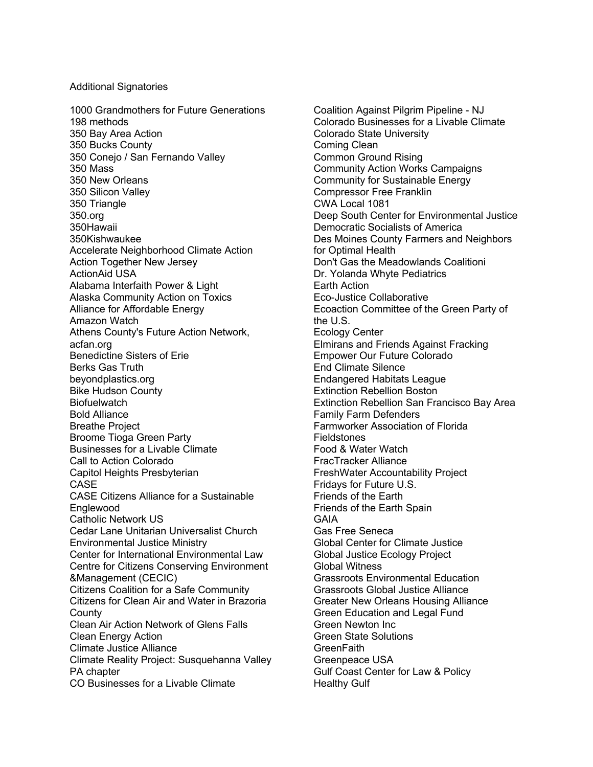Additional Signatories

1000 Grandmothers for Future Generations
198 methods
350 Bay Area Action
350 Bucks County
350 Conejo / San Fernando Valley
350 Mass
350 New Orleans
350 Silicon Valley
350 Triangle
350.org
350Hawaii
350Kishwaukee
Accelerate Neighborhood Climate Action
Action Together New Jersey
ActionAid USA
Alabama Interfaith Power & Light
Alaska Community Action on Toxics
Alliance for Affordable Energy
Amazon Watch
Athens County's Future Action Network, acfan.org
Benedictine Sisters of Erie
Berks Gas Truth
beyondplastics.org
Bike Hudson County
Biofuelwatch
Bold Alliance
Breathe Project
Broome Tioga Green Party
Businesses for a Livable Climate
Call to Action Colorado
Capitol Heights Presbyterian
CASE
CASE Citizens Alliance for a Sustainable Englewood
Catholic Network US
Cedar Lane Unitarian Universalist Church Environmental Justice Ministry
Center for International Environmental Law
Centre for Citizens Conserving Environment &Management (CECIC)
Citizens Coalition for a Safe Community
Citizens for Clean Air and Water in Brazoria County
Clean Air Action Network of Glens Falls
Clean Energy Action
Climate Justice Alliance
Climate Reality Project: Susquehanna Valley PA chapter
CO Businesses for a Livable Climate
Coalition Against Pilgrim Pipeline - NJ
Colorado Businesses for a Livable Climate
Colorado State University
Coming Clean
Common Ground Rising
Community Action Works Campaigns
Community for Sustainable Energy
Compressor Free Franklin
CWA Local 1081
Deep South Center for Environmental Justice
Democratic Socialists of America
Des Moines County Farmers and Neighbors for Optimal Health
Don't Gas the Meadowlands Coalitioni
Dr. Yolanda Whyte Pediatrics
Earth Action
Eco-Justice Collaborative
Ecoaction Committee of the Green Party of the U.S.
Ecology Center
Elmirans and Friends Against Fracking
Empower Our Future Colorado
End Climate Silence
Endangered Habitats League
Extinction Rebellion Boston
Extinction Rebellion San Francisco Bay Area
Family Farm Defenders
Farmworker Association of Florida
Fieldstones
Food & Water Watch
FracTracker Alliance
FreshWater Accountability Project
Fridays for Future U.S.
Friends of the Earth
Friends of the Earth Spain
GAIA
Gas Free Seneca
Global Center for Climate Justice
Global Justice Ecology Project
Global Witness
Grassroots Environmental Education
Grassroots Global Justice Alliance
Greater New Orleans Housing Alliance
Green Education and Legal Fund
Green Newton Inc
Green State Solutions
GreenFaith
Greenpeace USA
Gulf Coast Center for Law & Policy
Healthy Gulf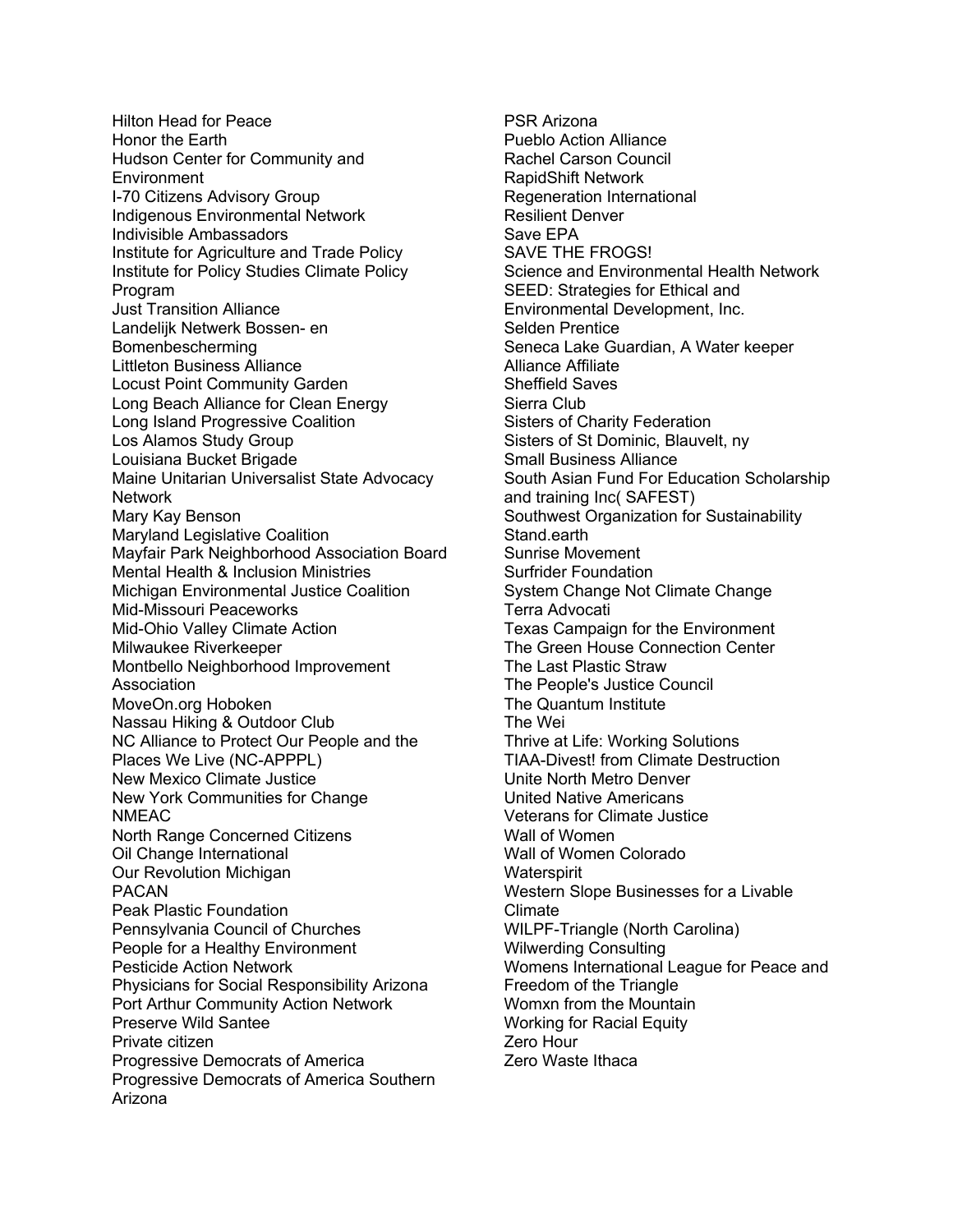Hilton Head for Peace
Honor the Earth
Hudson Center for Community and Environment
I-70 Citizens Advisory Group
Indigenous Environmental Network
Indivisible Ambassadors
Institute for Agriculture and Trade Policy
Institute for Policy Studies Climate Policy Program
Just Transition Alliance
Landelijk Netwerk Bossen- en Bomenbescherming
Littleton Business Alliance
Locust Point Community Garden
Long Beach Alliance for Clean Energy
Long Island Progressive Coalition
Los Alamos Study Group
Louisiana Bucket Brigade
Maine Unitarian Universalist State Advocacy Network
Mary Kay Benson
Maryland Legislative Coalition
Mayfair Park Neighborhood Association Board
Mental Health & Inclusion Ministries
Michigan Environmental Justice Coalition
Mid-Missouri Peaceworks
Mid-Ohio Valley Climate Action
Milwaukee Riverkeeper
Montbello Neighborhood Improvement Association
MoveOn.org Hoboken
Nassau Hiking & Outdoor Club
NC Alliance to Protect Our People and the Places We Live (NC-APPPL)
New Mexico Climate Justice
New York Communities for Change
NMEAC
North Range Concerned Citizens
Oil Change International
Our Revolution Michigan
PACAN
Peak Plastic Foundation
Pennsylvania Council of Churches
People for a Healthy Environment
Pesticide Action Network
Physicians for Social Responsibility Arizona
Port Arthur Community Action Network
Preserve Wild Santee
Private citizen
Progressive Democrats of America
Progressive Democrats of America Southern Arizona
PSR Arizona
Pueblo Action Alliance
Rachel Carson Council
RapidShift Network
Regeneration International
Resilient Denver
Save EPA
SAVE THE FROGS!
Science and Environmental Health Network
SEED: Strategies for Ethical and Environmental Development, Inc.
Selden Prentice
Seneca Lake Guardian, A Water keeper Alliance Affiliate
Sheffield Saves
Sierra Club
Sisters of Charity Federation
Sisters of St Dominic, Blauvelt, ny
Small Business Alliance
South Asian Fund For Education Scholarship and training Inc( SAFEST)
Southwest Organization for Sustainability
Stand.earth
Sunrise Movement
Surfrider Foundation
System Change Not Climate Change
Terra Advocati
Texas Campaign for the Environment
The Green House Connection Center
The Last Plastic Straw
The People's Justice Council
The Quantum Institute
The Wei
Thrive at Life: Working Solutions
TIAA-Divest! from Climate Destruction
Unite North Metro Denver
United Native Americans
Veterans for Climate Justice
Wall of Women
Wall of Women Colorado
Waterspirit
Western Slope Businesses for a Livable Climate
WILPF-Triangle (North Carolina)
Wilwerding Consulting
Womens International League for Peace and Freedom of the Triangle
Womxn from the Mountain
Working for Racial Equity
Zero Hour
Zero Waste Ithaca